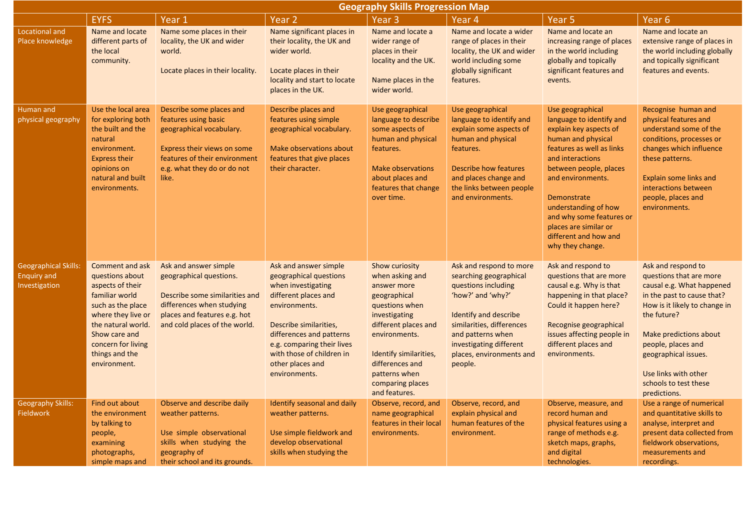# Geography Skills Progression Map

| | EYFS | Year 1 | Year 2 | Year 3 | Year 4 | Year 5 | Year 6 |
|---|---|---|---|---|---|---|---|
| Locational and Place knowledge | Name and locate different parts of the local community. | Name some places in their locality, the UK and wider world.<br><br>Locate places in their locality. | Name significant places in their locality, the UK and wider world.<br><br>Locate places in their locality and start to locate places in the UK. | Name and locate a wider range of places in their locality and the UK.<br><br>Name places in the wider world. | Name and locate a wider range of places in their locality, the UK and wider world including some globally significant features. | Name and locate an increasing range of places in the world including globally and topically significant features and events. | Name and locate an extensive range of places in the world including globally and topically significant features and events. |
| Human and physical geography | Use the local area for exploring both the built and the natural environment. Express their opinions on natural and built environments. | Describe some places and features using basic geographical vocabulary.<br><br>Express their views on some features of their environment e.g. what they do or do not like. | Describe places and features using simple geographical vocabulary.<br><br>Make observations about features that give places their character. | Use geographical language to describe some aspects of human and physical features.<br><br>Make observations about places and features that change over time. | Use geographical language to identify and explain some aspects of human and physical features.<br><br>Describe how features and places change and the links between people and environments. | Use geographical language to identify and explain key aspects of human and physical features as well as links and interactions between people, places and environments.<br><br>Demonstrate understanding of how and why some features or places are similar or different and how and why they change. | Recognise human and physical features and understand some of the conditions, processes or changes which influence these patterns.<br><br>Explain some links and interactions between people, places and environments. |
| Geographical Skills: Enquiry and Investigation | Comment and ask questions about aspects of their familiar world such as the place where they live or the natural world. Show care and concern for living things and the environment. | Ask and answer simple geographical questions.<br><br>Describe some similarities and differences when studying places and features e.g. hot and cold places of the world. | Ask and answer simple geographical questions when investigating different places and environments.<br><br>Describe similarities, differences and patterns e.g. comparing their lives with those of children in other places and environments. | Show curiosity when asking and answer more geographical questions when investigating different places and environments.<br><br>Identify similarities, differences and patterns when comparing places and features. | Ask and respond to more searching geographical questions including 'how?' and 'why?'<br><br>Identify and describe similarities, differences and patterns when investigating different places, environments and people. | Ask and respond to questions that are more causal e.g. Why is that happening in that place? Could it happen here?<br><br>Recognise geographical issues affecting people in different places and environments. | Ask and respond to questions that are more causal e.g. What happened in the past to cause that? How is it likely to change in the future?<br><br>Make predictions about people, places and geographical issues.<br><br>Use links with other schools to test these predictions. |
| Geography Skills: Fieldwork | Find out about the environment by talking to people, examining photographs, simple maps and | Observe and describe daily weather patterns.<br><br>Use simple observational skills when studying the geography of their school and its grounds. | Identify seasonal and daily weather patterns.<br><br>Use simple fieldwork and develop observational skills when studying the | Observe, record, and name geographical features in their local environments. | Observe, record, and explain physical and human features of the environment. | Observe, measure, and record human and physical features using a range of methods e.g. sketch maps, graphs, and digital technologies. | Use a range of numerical and quantitative skills to analyse, interpret and present data collected from fieldwork observations, measurements and recordings. |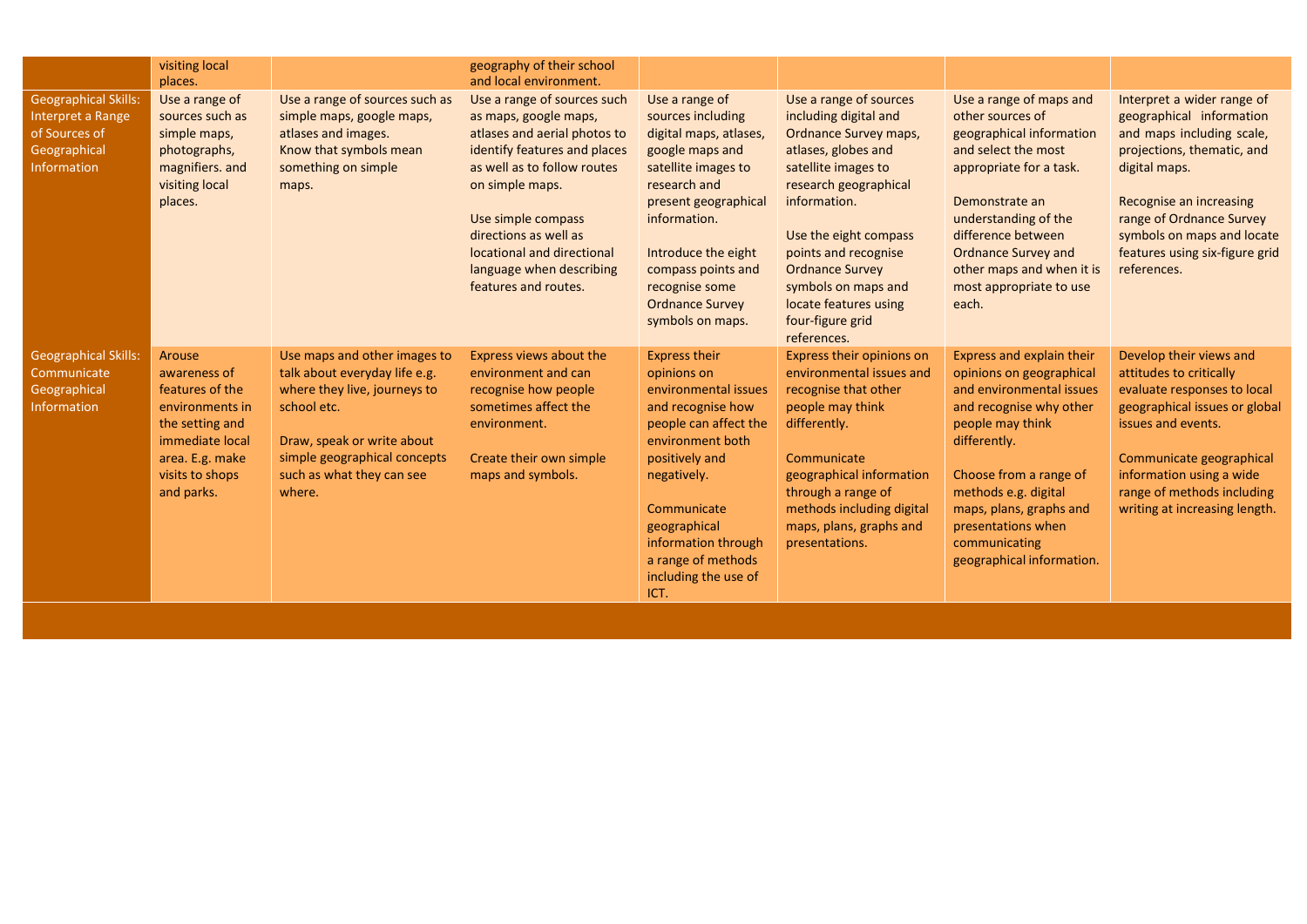| | | | | | | | |
|---|---|---|---|---|---|---|---|
| | visiting local places. | | geography of their school and local environment. | | | | |
| Geographical Skills: Interpret a Range of Sources of Geographical Information | Use a range of sources such as simple maps, photographs, magnifiers. and visiting local places. | Use a range of sources such as simple maps, google maps, atlases and images. Know that symbols mean something on simple maps. | Use a range of sources such as maps, google maps, atlases and aerial photos to identify features and places as well as to follow routes on simple maps. <br><br> Use simple compass directions as well as locational and directional language when describing features and routes. | Use a range of sources including digital maps, atlases, google maps and satellite images to research and present geographical information. <br><br> Introduce the eight compass points and recognise some Ordnance Survey symbols on maps. | Use a range of sources including digital and Ordnance Survey maps, atlases, globes and satellite images to research geographical information. <br><br> Use the eight compass points and recognise Ordnance Survey symbols on maps and locate features using four-figure grid references. | Use a range of maps and other sources of geographical information and select the most appropriate for a task. <br><br> Demonstrate an understanding of the difference between Ordnance Survey and other maps and when it is most appropriate to use each. | Interpret a wider range of geographical information and maps including scale, projections, thematic, and digital maps. <br><br> Recognise an increasing range of Ordnance Survey symbols on maps and locate features using six-figure grid references. |
| Geographical Skills: Communicate Geographical Information | Arouse awareness of features of the environments in the setting and immediate local area. E.g. make visits to shops and parks. | Use maps and other images to talk about everyday life e.g. where they live, journeys to school etc. <br><br> Draw, speak or write about simple geographical concepts such as what they can see where. | Express views about the environment and can recognise how people sometimes affect the environment. <br><br> Create their own simple maps and symbols. | Express their opinions on environmental issues and recognise how people can affect the environment both positively and negatively. <br><br> Communicate geographical information through a range of methods including the use of ICT. | Express their opinions on environmental issues and recognise that other people may think differently. <br><br> Communicate geographical information through a range of methods including digital maps, plans, graphs and presentations. | Express and explain their opinions on geographical and environmental issues and recognise why other people may think differently. <br><br> Choose from a range of methods e.g. digital maps, plans, graphs and presentations when communicating geographical information. | Develop their views and attitudes to critically evaluate responses to local geographical issues or global issues and events. <br><br> Communicate geographical information using a wide range of methods including writing at increasing length. |